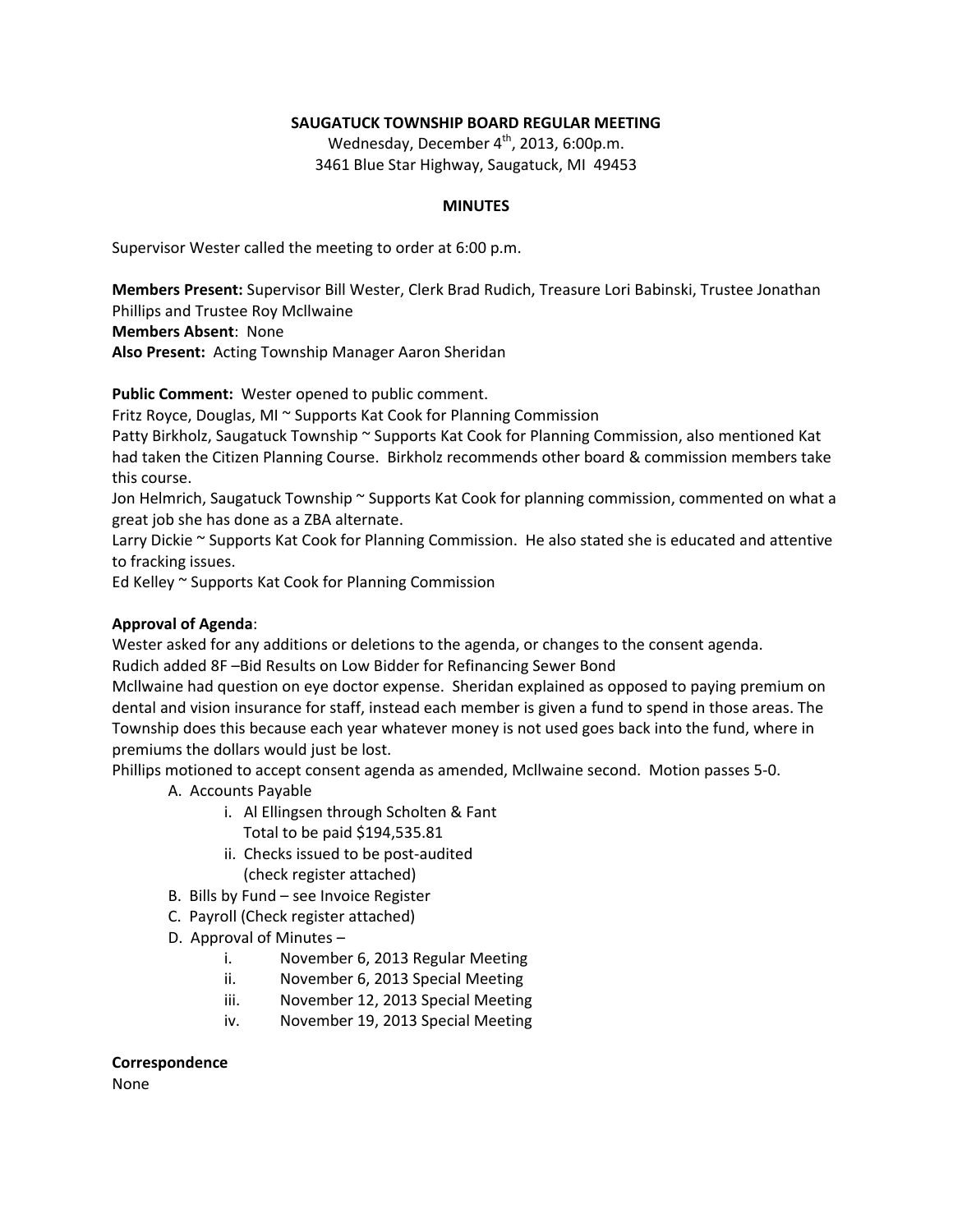**SAUGATUCK TOWNSHIP BOARD REGULAR MEETING**

Wednesday, December 4th, 2013, 6:00p.m.
3461 Blue Star Highway, Saugatuck, MI 49453

**MINUTES**

Supervisor Wester called the meeting to order at 6:00 p.m.

**Members Present:** Supervisor Bill Wester, Clerk Brad Rudich, Treasure Lori Babinski, Trustee Jonathan Phillips and Trustee Roy Mcllwaine
**Members Absent**: None
**Also Present:** Acting Township Manager Aaron Sheridan

**Public Comment:** Wester opened to public comment.
Fritz Royce, Douglas, MI ~ Supports Kat Cook for Planning Commission
Patty Birkholz, Saugatuck Township ~ Supports Kat Cook for Planning Commission, also mentioned Kat had taken the Citizen Planning Course. Birkholz recommends other board & commission members take this course.
Jon Helmrich, Saugatuck Township ~ Supports Kat Cook for planning commission, commented on what a great job she has done as a ZBA alternate.
Larry Dickie ~ Supports Kat Cook for Planning Commission. He also stated she is educated and attentive to fracking issues.
Ed Kelley ~ Supports Kat Cook for Planning Commission

**Approval of Agenda**:
Wester asked for any additions or deletions to the agenda, or changes to the consent agenda.
Rudich added 8F –Bid Results on Low Bidder for Refinancing Sewer Bond
Mcllwaine had question on eye doctor expense. Sheridan explained as opposed to paying premium on dental and vision insurance for staff, instead each member is given a fund to spend in those areas. The Township does this because each year whatever money is not used goes back into the fund, where in premiums the dollars would just be lost.
Phillips motioned to accept consent agenda as amended, Mcllwaine second. Motion passes 5-0.

- A. Accounts Payable
  - i. Al Ellingsen through Scholten & Fant
    Total to be paid $194,535.81
  - ii. Checks issued to be post-audited
    (check register attached)
- B. Bills by Fund – see Invoice Register
- C. Payroll (Check register attached)
- D. Approval of Minutes –
  - i. November 6, 2013 Regular Meeting
  - ii. November 6, 2013 Special Meeting
  - iii. November 12, 2013 Special Meeting
  - iv. November 19, 2013 Special Meeting

**Correspondence**
None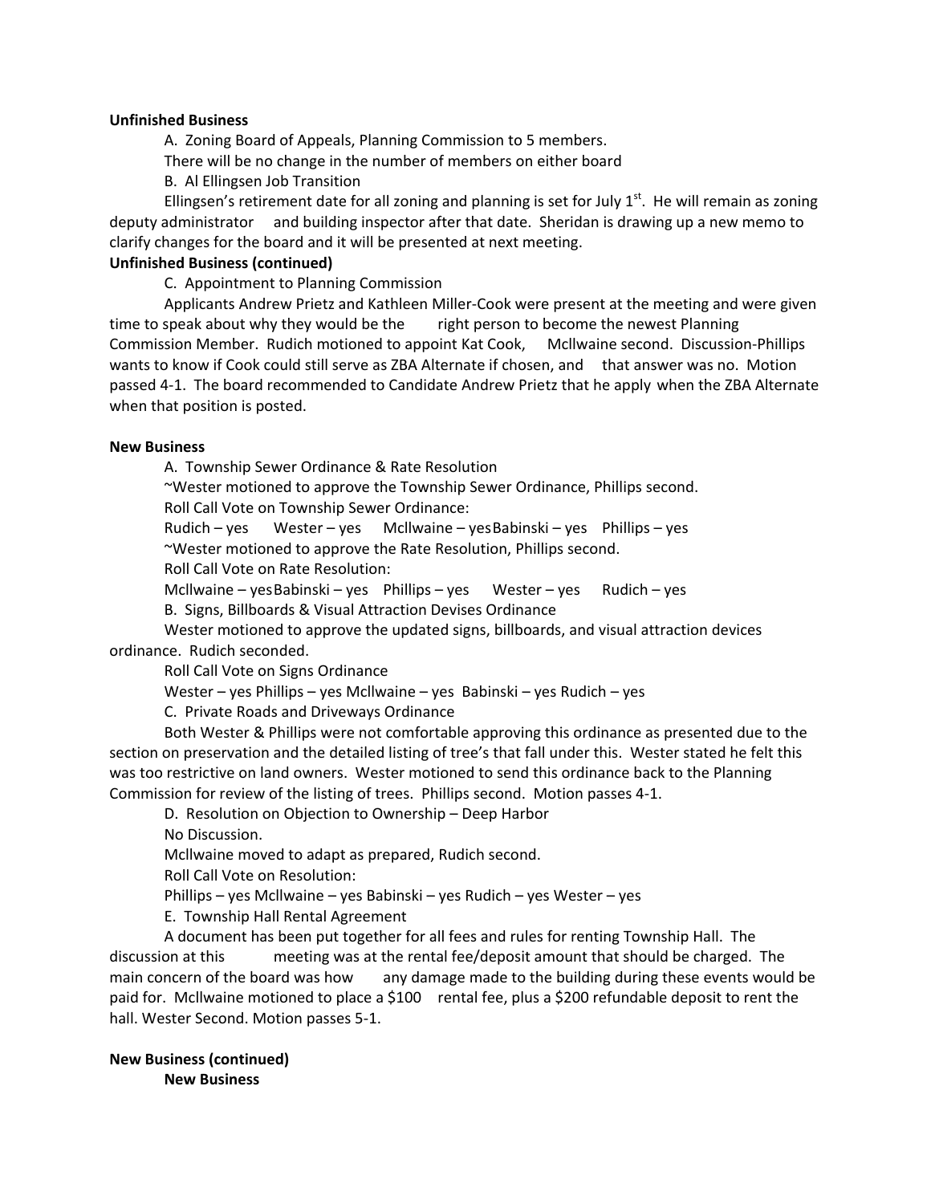**Unfinished Business**

A. Zoning Board of Appeals, Planning Commission to 5 members.

There will be no change in the number of members on either board

B. Al Ellingsen Job Transition

Ellingsen's retirement date for all zoning and planning is set for July 1st. He will remain as zoning deputy administrator and building inspector after that date. Sheridan is drawing up a new memo to clarify changes for the board and it will be presented at next meeting.

**Unfinished Business (continued)**

C. Appointment to Planning Commission

Applicants Andrew Prietz and Kathleen Miller-Cook were present at the meeting and were given time to speak about why they would be the right person to become the newest Planning Commission Member. Rudich motioned to appoint Kat Cook, Mcllwaine second. Discussion-Phillips wants to know if Cook could still serve as ZBA Alternate if chosen, and that answer was no. Motion passed 4-1. The board recommended to Candidate Andrew Prietz that he apply when the ZBA Alternate when that position is posted.

**New Business**

A. Township Sewer Ordinance & Rate Resolution

~Wester motioned to approve the Township Sewer Ordinance, Phillips second.

Roll Call Vote on Township Sewer Ordinance:

Rudich – yes Wester – yes Mcllwaine – yes Babinski – yes Phillips – yes

~Wester motioned to approve the Rate Resolution, Phillips second.

Roll Call Vote on Rate Resolution:

Mcllwaine – yes Babinski – yes Phillips – yes Wester – yes Rudich – yes

B. Signs, Billboards & Visual Attraction Devises Ordinance

Wester motioned to approve the updated signs, billboards, and visual attraction devices ordinance. Rudich seconded.

Roll Call Vote on Signs Ordinance

Wester – yes Phillips – yes Mcllwaine – yes Babinski – yes Rudich – yes

C. Private Roads and Driveways Ordinance

Both Wester & Phillips were not comfortable approving this ordinance as presented due to the section on preservation and the detailed listing of tree's that fall under this. Wester stated he felt this was too restrictive on land owners. Wester motioned to send this ordinance back to the Planning Commission for review of the listing of trees. Phillips second. Motion passes 4-1.

D. Resolution on Objection to Ownership – Deep Harbor

No Discussion.

Mcllwaine moved to adapt as prepared, Rudich second.

Roll Call Vote on Resolution:

Phillips – yes Mcllwaine – yes Babinski – yes Rudich – yes Wester – yes

E. Township Hall Rental Agreement

A document has been put together for all fees and rules for renting Township Hall. The discussion at this meeting was at the rental fee/deposit amount that should be charged. The main concern of the board was how any damage made to the building during these events would be paid for. Mcllwaine motioned to place a $100 rental fee, plus a $200 refundable deposit to rent the hall. Wester Second. Motion passes 5-1.

**New Business (continued)**

**New Business**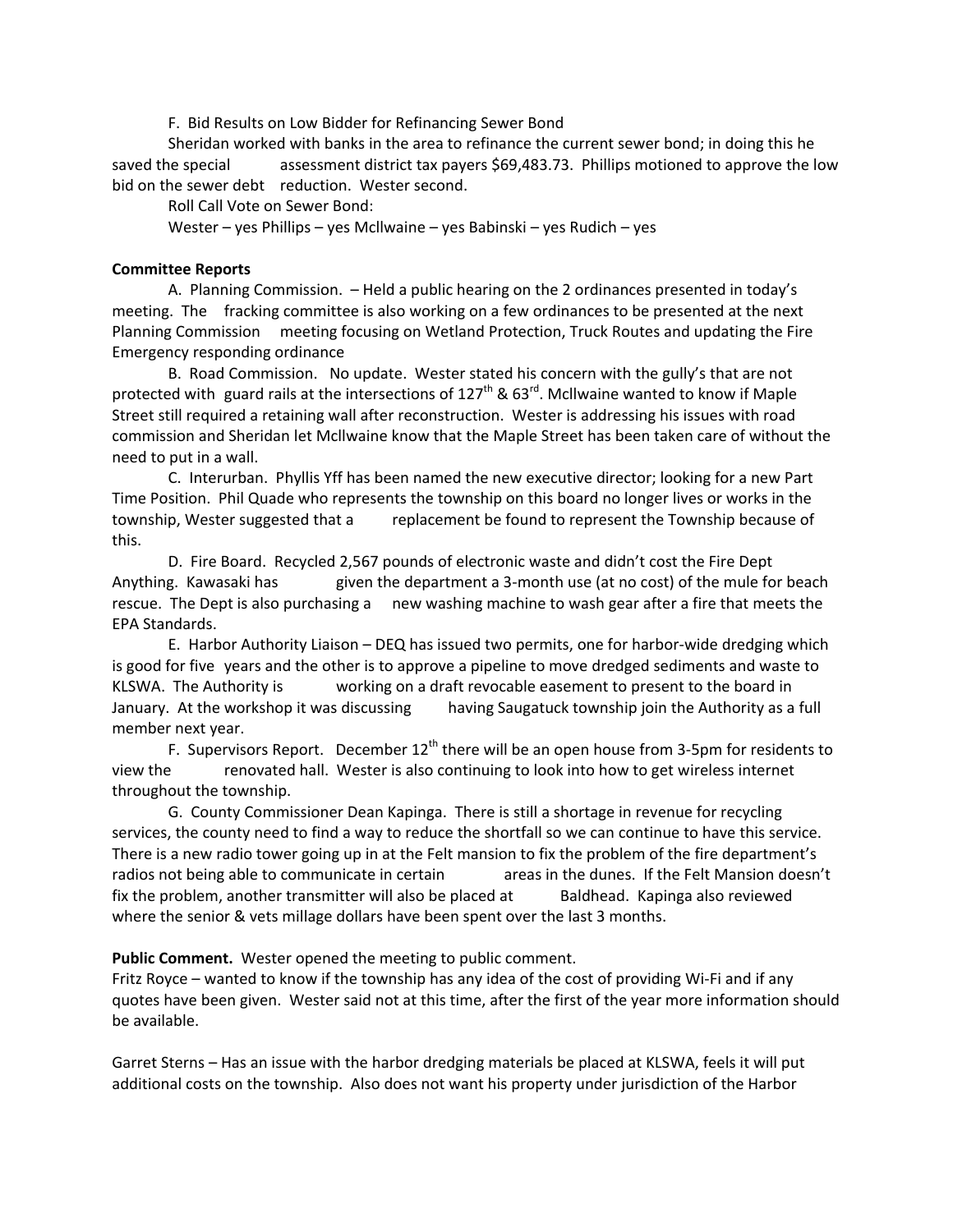F. Bid Results on Low Bidder for Refinancing Sewer Bond

Sheridan worked with banks in the area to refinance the current sewer bond; in doing this he saved the special assessment district tax payers $69,483.73. Phillips motioned to approve the low bid on the sewer debt reduction. Wester second.

Roll Call Vote on Sewer Bond:

Wester – yes Phillips – yes Mcllwaine – yes Babinski – yes Rudich – yes

**Committee Reports**

A. Planning Commission. – Held a public hearing on the 2 ordinances presented in today's meeting. The fracking committee is also working on a few ordinances to be presented at the next Planning Commission meeting focusing on Wetland Protection, Truck Routes and updating the Fire Emergency responding ordinance

B. Road Commission. No update. Wester stated his concern with the gully's that are not protected with guard rails at the intersections of 127th & 63rd. Mcllwaine wanted to know if Maple Street still required a retaining wall after reconstruction. Wester is addressing his issues with road commission and Sheridan let Mcllwaine know that the Maple Street has been taken care of without the need to put in a wall.

C. Interurban. Phyllis Yff has been named the new executive director; looking for a new Part Time Position. Phil Quade who represents the township on this board no longer lives or works in the township, Wester suggested that a replacement be found to represent the Township because of this.

D. Fire Board. Recycled 2,567 pounds of electronic waste and didn't cost the Fire Dept Anything. Kawasaki has given the department a 3-month use (at no cost) of the mule for beach rescue. The Dept is also purchasing a new washing machine to wash gear after a fire that meets the EPA Standards.

E. Harbor Authority Liaison – DEQ has issued two permits, one for harbor-wide dredging which is good for five years and the other is to approve a pipeline to move dredged sediments and waste to KLSWA. The Authority is working on a draft revocable easement to present to the board in January. At the workshop it was discussing having Saugatuck township join the Authority as a full member next year.

F. Supervisors Report. December 12th there will be an open house from 3-5pm for residents to view the renovated hall. Wester is also continuing to look into how to get wireless internet throughout the township.

G. County Commissioner Dean Kapinga. There is still a shortage in revenue for recycling services, the county need to find a way to reduce the shortfall so we can continue to have this service. There is a new radio tower going up in at the Felt mansion to fix the problem of the fire department's radios not being able to communicate in certain areas in the dunes. If the Felt Mansion doesn't fix the problem, another transmitter will also be placed at Baldhead. Kapinga also reviewed where the senior & vets millage dollars have been spent over the last 3 months.

**Public Comment.** Wester opened the meeting to public comment.

Fritz Royce – wanted to know if the township has any idea of the cost of providing Wi-Fi and if any quotes have been given. Wester said not at this time, after the first of the year more information should be available.

Garret Sterns – Has an issue with the harbor dredging materials be placed at KLSWA, feels it will put additional costs on the township. Also does not want his property under jurisdiction of the Harbor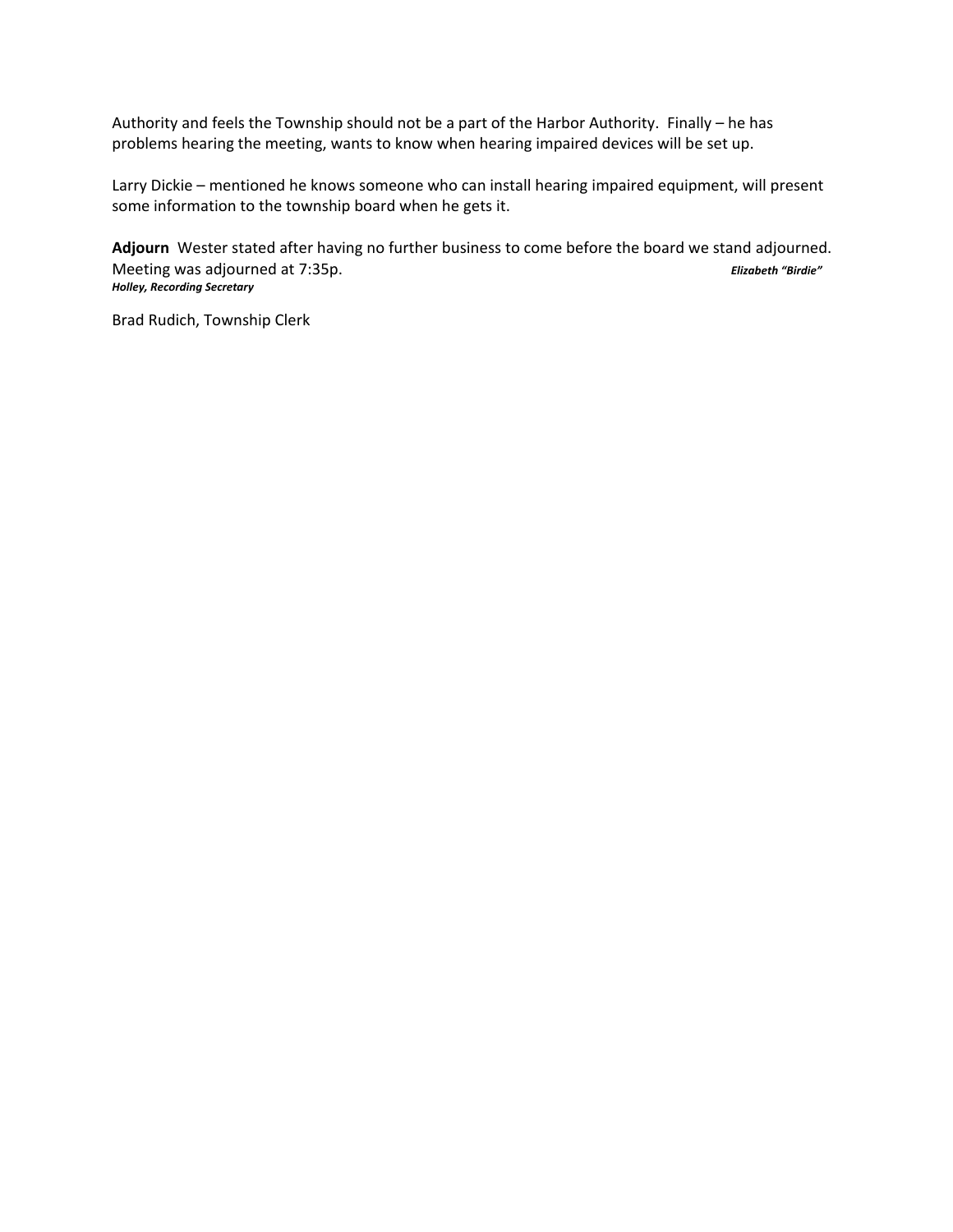Authority and feels the Township should not be a part of the Harbor Authority. Finally – he has problems hearing the meeting, wants to know when hearing impaired devices will be set up.

Larry Dickie – mentioned he knows someone who can install hearing impaired equipment, will present some information to the township board when he gets it.

**Adjourn** Wester stated after having no further business to come before the board we stand adjourned. Meeting was adjourned at 7:35p.

***Elizabeth "Birdie" Holley, Recording Secretary***

Brad Rudich, Township Clerk